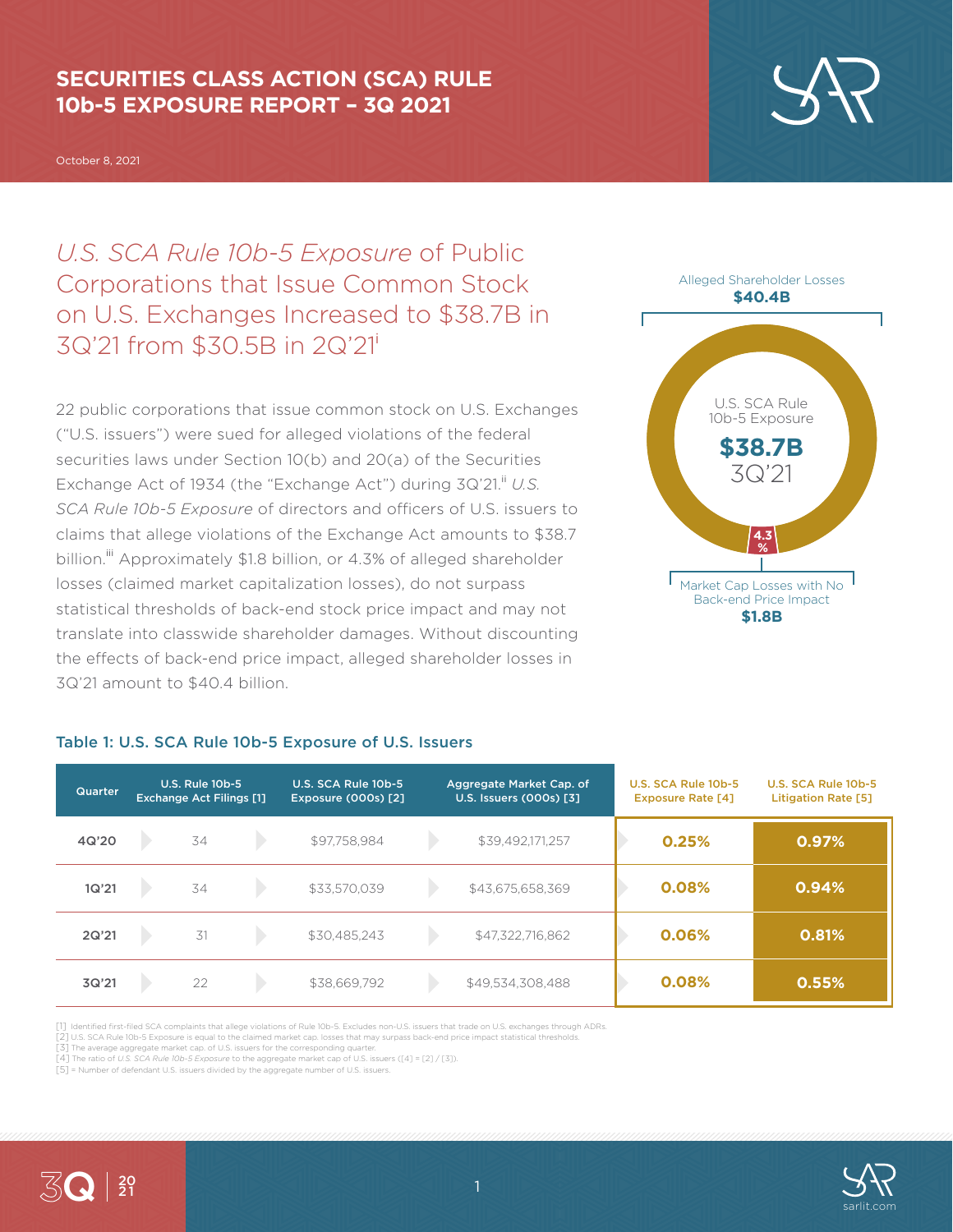# SECURITIES CLASS ACTION (SCA) RULE 10b-5 EXPOSURE REPORT – 3Q 2021

October 8, 2021

## *U.S. SCA Rule 10b-5 Exposure* of Public Corporations that Issue Common Stock on U.S. Exchanges Increased to $38.7B in 3Q'21 from $30.5B in 2Q'21[i]

22 public corporations that issue common stock on U.S. Exchanges ("U.S. issuers") were sued for alleged violations of the federal securities laws under Section 10(b) and 20(a) of the Securities Exchange Act of 1934 (the "Exchange Act") during 3Q'21.[ii] *U.S. SCA Rule 10b-5 Exposure* of directors and officers of U.S. issuers to claims that allege violations of the Exchange Act amounts to $38.7 billion.[iii] Approximately $1.8 billion, or 4.3% of alleged shareholder losses (claimed market capitalization losses), do not surpass statistical thresholds of back-end stock price impact and may not translate into classwide shareholder damages. Without discounting the effects of back-end price impact, alleged shareholder losses in 3Q'21 amount to $40.4 billion.

Alleged Shareholder Losses **$40.4B**

U.S. SCA Rule 10b-5 Exposure **$38.7B** 3Q'21

4.3%

Market Cap Losses with No Back-end Price Impact **$1.8B**

### Table 1: U.S. SCA Rule 10b-5 Exposure of U.S. Issuers

| Quarter | U.S. Rule 10b-5 Exchange Act Filings [1] | U.S. SCA Rule 10b-5 Exposure (000s) [2] | Aggregate Market Cap. of U.S. Issuers (000s) [3] | U.S. SCA Rule 10b-5 Exposure Rate [4] | U.S. SCA Rule 10b-5 Litigation Rate [5] |
|---|---|---|---|---|---|
| 4Q'20 | 34 | $97,758,984 | $39,492,171,257 | 0.25% | 0.97% |
| 1Q'21 | 34 | $33,570,039 | $43,675,658,369 | 0.08% | 0.94% |
| 2Q'21 | 31 | $30,485,243 | $47,322,716,862 | 0.06% | 0.81% |
| 3Q'21 | 22 | $38,669,792 | $49,534,308,488 | 0.08% | 0.55% |

[1] Identified first-filed SCA complaints that allege violations of Rule 10b-5. Excludes non-U.S. issuers that trade on U.S. exchanges through ADRs.
[2] U.S. SCA Rule 10b-5 Exposure is equal to the claimed market cap. losses that may surpass back-end price impact statistical thresholds.
[3] The average aggregate market cap. of U.S. issuers for the corresponding quarter.
[4] The ratio of *U.S. SCA Rule 10b-5 Exposure* to the aggregate market cap of U.S. issuers ([4] = [2] / [3]).
[5] = Number of defendant U.S. issuers divided by the aggregate number of U.S. issuers.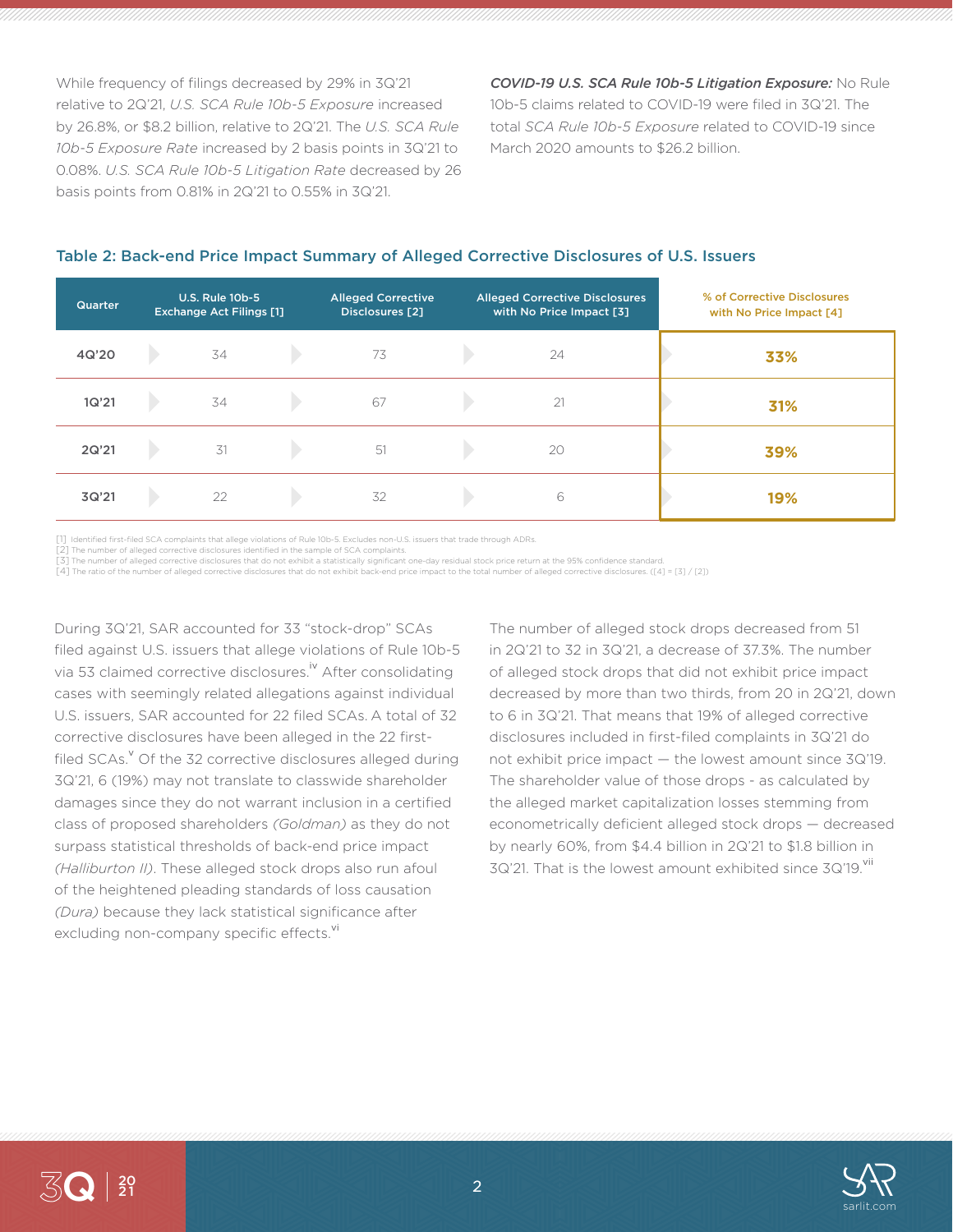While frequency of filings decreased by 29% in 3Q'21 relative to 2Q'21, *U.S. SCA Rule 10b-5 Exposure* increased by 26.8%, or $8.2 billion, relative to 2Q'21. The *U.S. SCA Rule 10b-5 Exposure Rate* increased by 2 basis points in 3Q'21 to 0.08%. *U.S. SCA Rule 10b-5 Litigation Rate* decreased by 26 basis points from 0.81% in 2Q'21 to 0.55% in 3Q'21.

***COVID-19 U.S. SCA Rule 10b-5 Litigation Exposure:*** No Rule 10b-5 claims related to COVID-19 were filed in 3Q'21. The total *SCA Rule 10b-5 Exposure* related to COVID-19 since March 2020 amounts to $26.2 billion.

### Table 2: Back-end Price Impact Summary of Alleged Corrective Disclosures of U.S. Issuers

| Quarter | U.S. Rule 10b-5 Exchange Act Filings [1] | Alleged Corrective Disclosures [2] | Alleged Corrective Disclosures with No Price Impact [3] | % of Corrective Disclosures with No Price Impact [4] |
|---|---|---|---|---|
| 4Q'20 | 34 | 73 | 24 | **33%** |
| 1Q'21 | 34 | 67 | 21 | **31%** |
| 2Q'21 | 31 | 51 | 20 | **39%** |
| 3Q'21 | 22 | 32 | 6 | **19%** |

[1] Identified first-filed SCA complaints that allege violations of Rule 10b-5. Excludes non-U.S. issuers that trade through ADRs.
[2] The number of alleged corrective disclosures identified in the sample of SCA complaints.
[3] The number of alleged corrective disclosures that do not exhibit a statistically significant one-day residual stock price return at the 95% confidence standard.
[4] The ratio of the number of alleged corrective disclosures that do not exhibit back-end price impact to the total number of alleged corrective disclosures. ([4] = [3] / [2])

During 3Q'21, SAR accounted for 33 "stock-drop" SCAs filed against U.S. issuers that allege violations of Rule 10b-5 via 53 claimed corrective disclosures.[iv] After consolidating cases with seemingly related allegations against individual U.S. issuers, SAR accounted for 22 filed SCAs. A total of 32 corrective disclosures have been alleged in the 22 first-filed SCAs.[v] Of the 32 corrective disclosures alleged during 3Q'21, 6 (19%) may not translate to classwide shareholder damages since they do not warrant inclusion in a certified class of proposed shareholders *(Goldman)* as they do not surpass statistical thresholds of back-end price impact *(Halliburton II)*. These alleged stock drops also run afoul of the heightened pleading standards of loss causation *(Dura)* because they lack statistical significance after excluding non-company specific effects.[vi]

The number of alleged stock drops decreased from 51 in 2Q'21 to 32 in 3Q'21, a decrease of 37.3%. The number of alleged stock drops that did not exhibit price impact decreased by more than two thirds, from 20 in 2Q'21, down to 6 in 3Q'21. That means that 19% of alleged corrective disclosures included in first-filed complaints in 3Q'21 do not exhibit price impact — the lowest amount since 3Q'19. The shareholder value of those drops - as calculated by the alleged market capitalization losses stemming from econometrically deficient alleged stock drops — decreased by nearly 60%, from $4.4 billion in 2Q'21 to $1.8 billion in 3Q'21. That is the lowest amount exhibited since 3Q'19.[vii]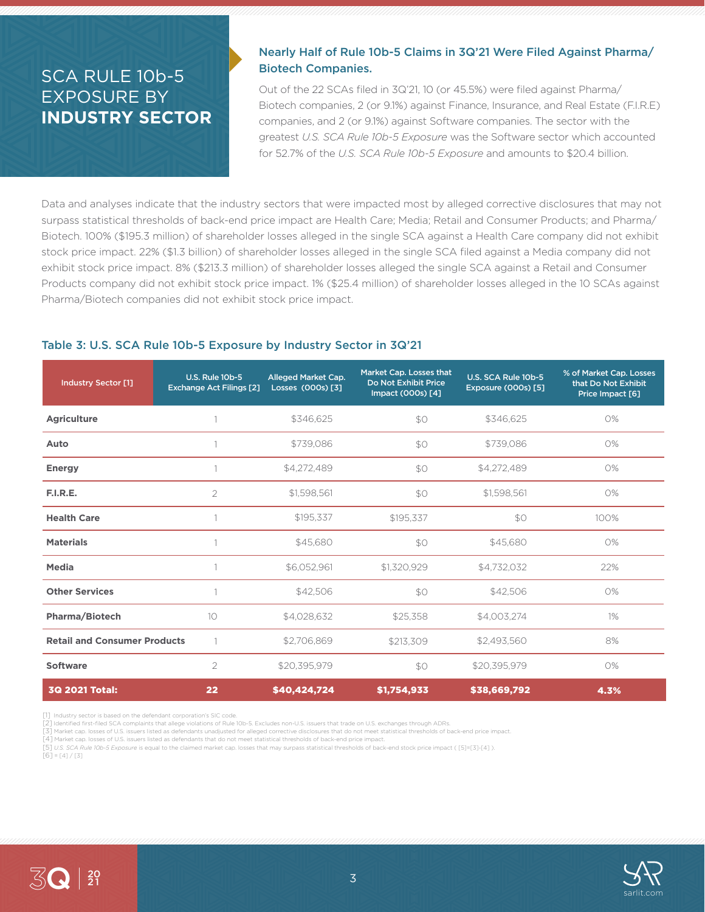# SCA RULE 10b-5 EXPOSURE BY **INDUSTRY SECTOR**

### Nearly Half of Rule 10b-5 Claims in 3Q'21 Were Filed Against Pharma/ Biotech Companies.

Out of the 22 SCAs filed in 3Q'21, 10 (or 45.5%) were filed against Pharma/ Biotech companies, 2 (or 9.1%) against Finance, Insurance, and Real Estate (F.I.R.E) companies, and 2 (or 9.1%) against Software companies. The sector with the greatest *U.S. SCA Rule 10b-5 Exposure* was the Software sector which accounted for 52.7% of the *U.S. SCA Rule 10b-5 Exposure* and amounts to $20.4 billion.

Data and analyses indicate that the industry sectors that were impacted most by alleged corrective disclosures that may not surpass statistical thresholds of back-end price impact are Health Care; Media; Retail and Consumer Products; and Pharma/ Biotech. 100% ($195.3 million) of shareholder losses alleged in the single SCA against a Health Care company did not exhibit stock price impact. 22% ($1.3 billion) of shareholder losses alleged in the single SCA filed against a Media company did not exhibit stock price impact. 8% ($213.3 million) of shareholder losses alleged the single SCA against a Retail and Consumer Products company did not exhibit stock price impact. 1% ($25.4 million) of shareholder losses alleged in the 10 SCAs against Pharma/Biotech companies did not exhibit stock price impact.

### Table 3: U.S. SCA Rule 10b-5 Exposure by Industry Sector in 3Q'21

| Industry Sector [1] | U.S. Rule 10b-5 Exchange Act Filings [2] | Alleged Market Cap. Losses (000s) [3] | Market Cap. Losses that Do Not Exhibit Price Impact (000s) [4] | U.S. SCA Rule 10b-5 Exposure (000s) [5] | % of Market Cap. Losses that Do Not Exhibit Price Impact [6] |
|---|---|---|---|---|---|
| **Agriculture** | 1 | $346,625 | $0 | $346,625 | 0% |
| **Auto** | 1 | $739,086 | $0 | $739,086 | 0% |
| **Energy** | 1 | $4,272,489 | $0 | $4,272,489 | 0% |
| **F.I.R.E.** | 2 | $1,598,561 | $0 | $1,598,561 | 0% |
| **Health Care** | 1 | $195,337 | $195,337 | $0 | 100% |
| **Materials** | 1 | $45,680 | $0 | $45,680 | 0% |
| **Media** | 1 | $6,052,961 | $1,320,929 | $4,732,032 | 22% |
| **Other Services** | 1 | $42,506 | $0 | $42,506 | 0% |
| **Pharma/Biotech** | 10 | $4,028,632 | $25,358 | $4,003,274 | 1% |
| **Retail and Consumer Products** | 1 | $2,706,869 | $213,309 | $2,493,560 | 8% |
| **Software** | 2 | $20,395,979 | $0 | $20,395,979 | 0% |
| **3Q 2021 Total:** | **22** | **$40,424,724** | **$1,754,933** | **$38,669,792** | **4.3%** |

[1] Industry sector is based on the defendant corporation's SIC code.
[2] Identified first-filed SCA complaints that allege violations of Rule 10b-5. Excludes non-U.S. issuers that trade on U.S. exchanges through ADRs.
[3] Market cap. losses of U.S. issuers listed as defendants unadjusted for alleged corrective disclosures that do not meet statistical thresholds of back-end price impact.
[4] Market cap. losses of U.S. issuers listed as defendants that do not meet statistical thresholds of back-end price impact.
[5] *U.S. SCA Rule 10b-5 Exposure* is equal to the claimed market cap. losses that may surpass statistical thresholds of back-end stock price impact ( [5]=[3]-[4] ).
[6] = [4] / [3]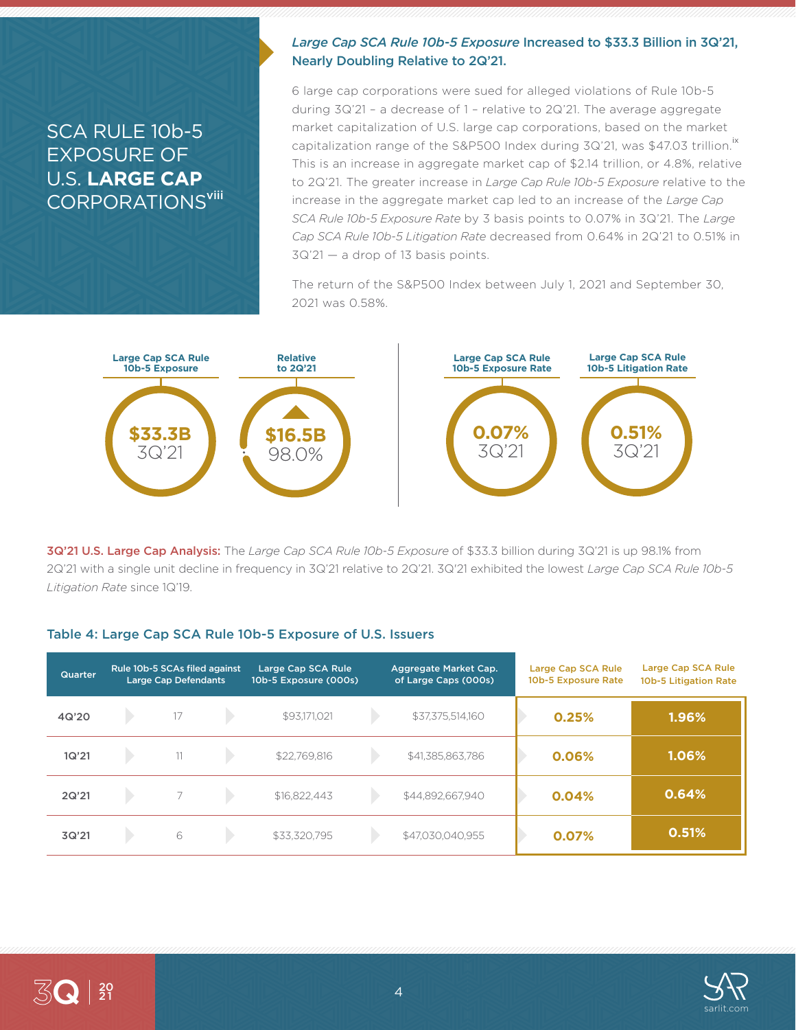# SCA RULE 10b-5 EXPOSURE OF U.S. **LARGE CAP** CORPORATIONS[viii]

## *Large Cap SCA Rule 10b-5 Exposure* Increased to $33.3 Billion in 3Q'21, Nearly Doubling Relative to 2Q'21.

6 large cap corporations were sued for alleged violations of Rule 10b-5 during 3Q'21 – a decrease of 1 – relative to 2Q'21. The average aggregate market capitalization of U.S. large cap corporations, based on the market capitalization range of the S&P500 Index during 3Q'21, was $47.03 trillion.[ix] This is an increase in aggregate market cap of $2.14 trillion, or 4.8%, relative to 2Q'21. The greater increase in *Large Cap Rule 10b-5 Exposure* relative to the increase in the aggregate market cap led to an increase of the *Large Cap SCA Rule 10b-5 Exposure Rate* by 3 basis points to 0.07% in 3Q'21. The *Large Cap SCA Rule 10b-5 Litigation Rate* decreased from 0.64% in 2Q'21 to 0.51% in 3Q'21 — a drop of 13 basis points.

The return of the S&P500 Index between July 1, 2021 and September 30, 2021 was 0.58%.

| Large Cap SCA Rule 10b-5 Exposure | Relative to 2Q'21 | Large Cap SCA Rule 10b-5 Exposure Rate | Large Cap SCA Rule 10b-5 Litigation Rate |
|---|---|---|---|
| $33.3B 3Q'21 | ▲ $16.5B 98.0% | 0.07% 3Q'21 | 0.51% 3Q'21 |

**3Q'21 U.S. Large Cap Analysis:** The *Large Cap SCA Rule 10b-5 Exposure* of $33.3 billion during 3Q'21 is up 98.1% from 2Q'21 with a single unit decline in frequency in 3Q'21 relative to 2Q'21. 3Q'21 exhibited the lowest *Large Cap SCA Rule 10b-5 Litigation Rate* since 1Q'19.

### Table 4: Large Cap SCA Rule 10b-5 Exposure of U.S. Issuers

| Quarter | Rule 10b-5 SCAs filed against Large Cap Defendants | Large Cap SCA Rule 10b-5 Exposure (000s) | Aggregate Market Cap. of Large Caps (000s) | Large Cap SCA Rule 10b-5 Exposure Rate | Large Cap SCA Rule 10b-5 Litigation Rate |
|---|---|---|---|---|---|
| 4Q'20 | 17 | $93,171,021 | $37,375,514,160 | 0.25% | 1.96% |
| 1Q'21 | 11 | $22,769,816 | $41,385,863,786 | 0.06% | 1.06% |
| 2Q'21 | 7 | $16,822,443 | $44,892,667,940 | 0.04% | 0.64% |
| 3Q'21 | 6 | $33,320,795 | $47,030,040,955 | 0.07% | 0.51% |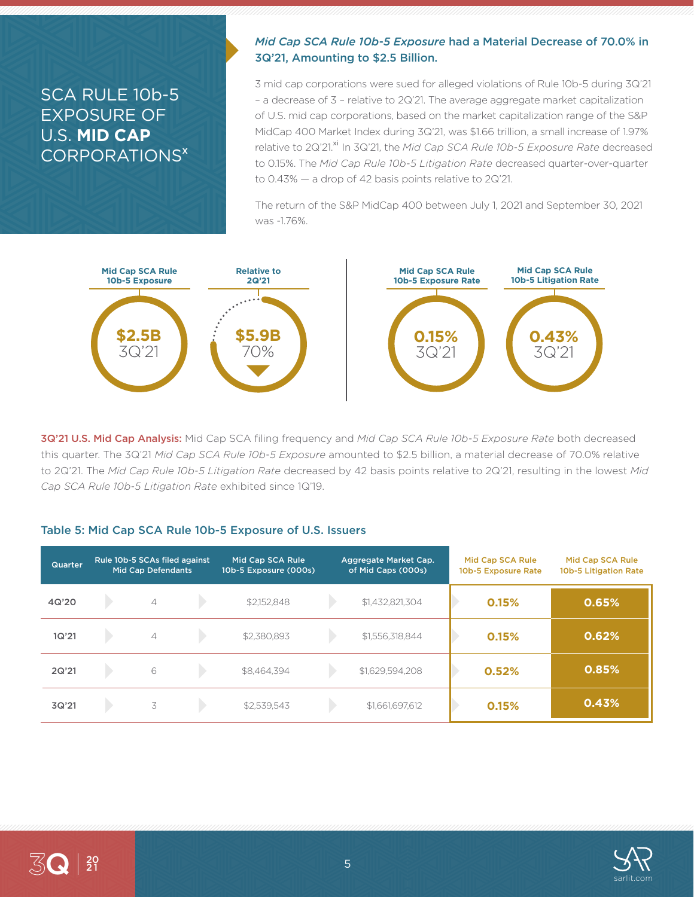# SCA RULE 10b-5 EXPOSURE OF U.S. **MID CAP** CORPORATIONS[x]

***Mid Cap SCA Rule 10b-5 Exposure* had a Material Decrease of 70.0% in 3Q'21, Amounting to $2.5 Billion.**

3 mid cap corporations were sued for alleged violations of Rule 10b-5 during 3Q'21 – a decrease of 3 – relative to 2Q'21. The average aggregate market capitalization of U.S. mid cap corporations, based on the market capitalization range of the S&P MidCap 400 Market Index during 3Q'21, was $1.66 trillion, a small increase of 1.97% relative to 2Q'21.[xi] In 3Q'21, the *Mid Cap SCA Rule 10b-5 Exposure Rate* decreased to 0.15%. The *Mid Cap Rule 10b-5 Litigation Rate* decreased quarter-over-quarter to 0.43% — a drop of 42 basis points relative to 2Q'21.

The return of the S&P MidCap 400 between July 1, 2021 and September 30, 2021 was -1.76%.

**Mid Cap SCA Rule 10b-5 Exposure**
$2.5B 3Q'21

**Relative to 2Q'21**
$5.9B 70% ▼

**Mid Cap SCA Rule 10b-5 Exposure Rate**
0.15% 3Q'21

**Mid Cap SCA Rule 10b-5 Litigation Rate**
0.43% 3Q'21

**3Q'21 U.S. Mid Cap Analysis:** Mid Cap SCA filing frequency and *Mid Cap SCA Rule 10b-5 Exposure Rate* both decreased this quarter. The 3Q'21 *Mid Cap SCA Rule 10b-5 Exposure* amounted to $2.5 billion, a material decrease of 70.0% relative to 2Q'21. The *Mid Cap Rule 10b-5 Litigation Rate* decreased by 42 basis points relative to 2Q'21, resulting in the lowest *Mid Cap SCA Rule 10b-5 Litigation Rate* exhibited since 1Q'19.

## Table 5: Mid Cap SCA Rule 10b-5 Exposure of U.S. Issuers

| Quarter | Rule 10b-5 SCAs filed against Mid Cap Defendants | Mid Cap SCA Rule 10b-5 Exposure (000s) | Aggregate Market Cap. of Mid Caps (000s) | Mid Cap SCA Rule 10b-5 Exposure Rate | Mid Cap SCA Rule 10b-5 Litigation Rate |
|---|---|---|---|---|---|
| 4Q'20 | 4 | $2,152,848 | $1,432,821,304 | 0.15% | 0.65% |
| 1Q'21 | 4 | $2,380,893 | $1,556,318,844 | 0.15% | 0.62% |
| 2Q'21 | 6 | $8,464,394 | $1,629,594,208 | 0.52% | 0.85% |
| 3Q'21 | 3 | $2,539,543 | $1,661,697,612 | 0.15% | 0.43% |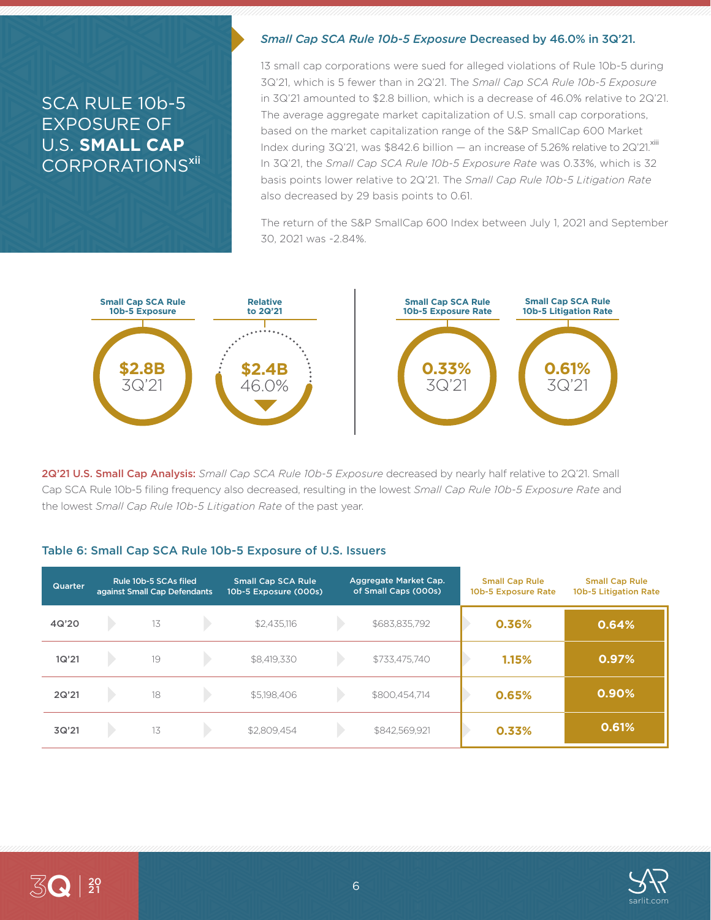## SCA RULE 10b-5 EXPOSURE OF U.S. **SMALL CAP** CORPORATIONS[xii]

### *Small Cap SCA Rule 10b-5 Exposure* Decreased by 46.0% in 3Q'21.

13 small cap corporations were sued for alleged violations of Rule 10b-5 during 3Q'21, which is 5 fewer than in 2Q'21. The *Small Cap SCA Rule 10b-5 Exposure* in 3Q'21 amounted to $2.8 billion, which is a decrease of 46.0% relative to 2Q'21. The average aggregate market capitalization of U.S. small cap corporations, based on the market capitalization range of the S&P SmallCap 600 Market Index during 3Q'21, was $842.6 billion — an increase of 5.26% relative to 2Q'21.[xiii] In 3Q'21, the *Small Cap SCA Rule 10b-5 Exposure Rate* was 0.33%, which is 32 basis points lower relative to 2Q'21. The *Small Cap Rule 10b-5 Litigation Rate* also decreased by 29 basis points to 0.61.

The return of the S&P SmallCap 600 Index between July 1, 2021 and September 30, 2021 was -2.84%.

| Small Cap SCA Rule 10b-5 Exposure | Relative to 2Q'21 | Small Cap SCA Rule 10b-5 Exposure Rate | Small Cap SCA Rule 10b-5 Litigation Rate |
|---|---|---|---|
| $2.8B 3Q'21 | $2.4B 46.0% | 0.33% 3Q'21 | 0.61% 3Q'21 |

**2Q'21 U.S. Small Cap Analysis:** *Small Cap SCA Rule 10b-5 Exposure* decreased by nearly half relative to 2Q'21. Small Cap SCA Rule 10b-5 filing frequency also decreased, resulting in the lowest *Small Cap Rule 10b-5 Exposure Rate* and the lowest *Small Cap Rule 10b-5 Litigation Rate* of the past year.

### Table 6: Small Cap SCA Rule 10b-5 Exposure of U.S. Issuers

| Quarter | Rule 10b-5 SCAs filed against Small Cap Defendants | Small Cap SCA Rule 10b-5 Exposure (000s) | Aggregate Market Cap. of Small Caps (000s) | Small Cap Rule 10b-5 Exposure Rate | Small Cap Rule 10b-5 Litigation Rate |
|---|---|---|---|---|---|
| 4Q'20 | 13 | $2,435,116 | $683,835,792 | 0.36% | 0.64% |
| 1Q'21 | 19 | $8,419,330 | $733,475,740 | 1.15% | 0.97% |
| 2Q'21 | 18 | $5,198,406 | $800,454,714 | 0.65% | 0.90% |
| 3Q'21 | 13 | $2,809,454 | $842,569,921 | 0.33% | 0.61% |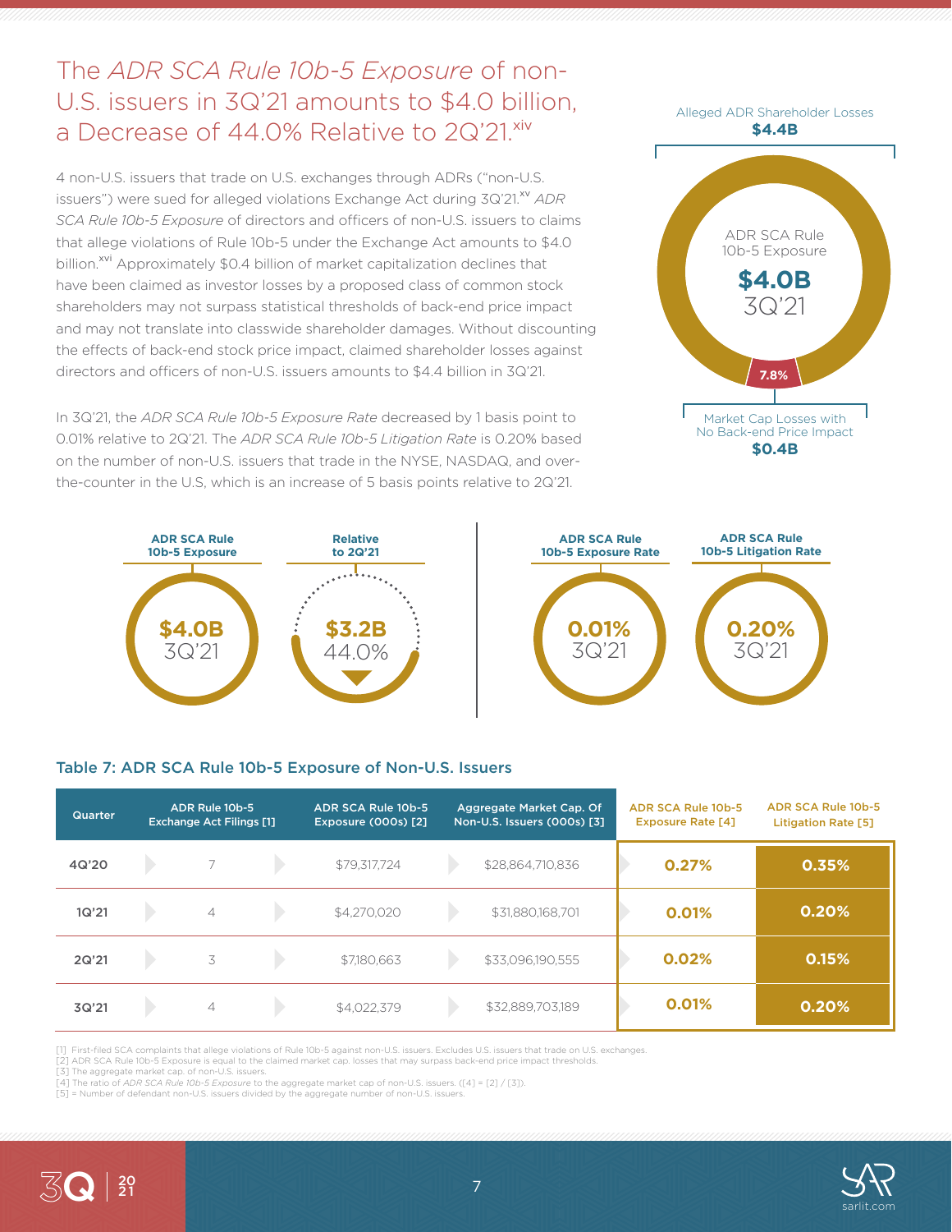# The *ADR SCA Rule 10b-5 Exposure* of non-U.S. issuers in 3Q'21 amounts to $4.0 billion, a Decrease of 44.0% Relative to 2Q'21.[xiv]

4 non-U.S. issuers that trade on U.S. exchanges through ADRs ("non-U.S. issuers") were sued for alleged violations Exchange Act during 3Q'21.[xv] *ADR SCA Rule 10b-5 Exposure* of directors and officers of non-U.S. issuers to claims that allege violations of Rule 10b-5 under the Exchange Act amounts to $4.0 billion.[xvi] Approximately $0.4 billion of market capitalization declines that have been claimed as investor losses by a proposed class of common stock shareholders may not surpass statistical thresholds of back-end price impact and may not translate into classwide shareholder damages. Without discounting the effects of back-end stock price impact, claimed shareholder losses against directors and officers of non-U.S. issuers amounts to $4.4 billion in 3Q'21.

In 3Q'21, the *ADR SCA Rule 10b-5 Exposure Rate* decreased by 1 basis point to 0.01% relative to 2Q'21. The *ADR SCA Rule 10b-5 Litigation Rate* is 0.20% based on the number of non-U.S. issuers that trade in the NYSE, NASDAQ, and over-the-counter in the U.S, which is an increase of 5 basis points relative to 2Q'21.

Alleged ADR Shareholder Losses **$4.4B**

ADR SCA Rule 10b-5 Exposure **$4.0B** 3Q'21

7.8%

Market Cap Losses with No Back-end Price Impact **$0.4B**

| ADR SCA Rule 10b-5 Exposure | Relative to 2Q'21 | ADR SCA Rule 10b-5 Exposure Rate | ADR SCA Rule 10b-5 Litigation Rate |
|---|---|---|---|
| $4.0B 3Q'21 | $3.2B 44.0% (decrease) | 0.01% 3Q'21 | 0.20% 3Q'21 |

### Table 7: ADR SCA Rule 10b-5 Exposure of Non-U.S. Issuers

| Quarter | ADR Rule 10b-5 Exchange Act Filings [1] | ADR SCA Rule 10b-5 Exposure (000s) [2] | Aggregate Market Cap. Of Non-U.S. Issuers (000s) [3] | ADR SCA Rule 10b-5 Exposure Rate [4] | ADR SCA Rule 10b-5 Litigation Rate [5] |
|---|---|---|---|---|---|
| 4Q'20 | 7 | $79,317,724 | $28,864,710,836 | 0.27% | 0.35% |
| 1Q'21 | 4 | $4,270,020 | $31,880,168,701 | 0.01% | 0.20% |
| 2Q'21 | 3 | $7,180,663 | $33,096,190,555 | 0.02% | 0.15% |
| 3Q'21 | 4 | $4,022,379 | $32,889,703,189 | 0.01% | 0.20% |

[1] First-filed SCA complaints that allege violations of Rule 10b-5 against non-U.S. issuers. Excludes U.S. issuers that trade on U.S. exchanges.
[2] ADR SCA Rule 10b-5 Exposure is equal to the claimed market cap. losses that may surpass back-end price impact thresholds.
[3] The aggregate market cap. of non-U.S. issuers.
[4] The ratio of *ADR SCA Rule 10b-5 Exposure* to the aggregate market cap of non-U.S. issuers. ([4] = [2] / [3]).
[5] = Number of defendant non-U.S. issuers divided by the aggregate number of non-U.S. issuers.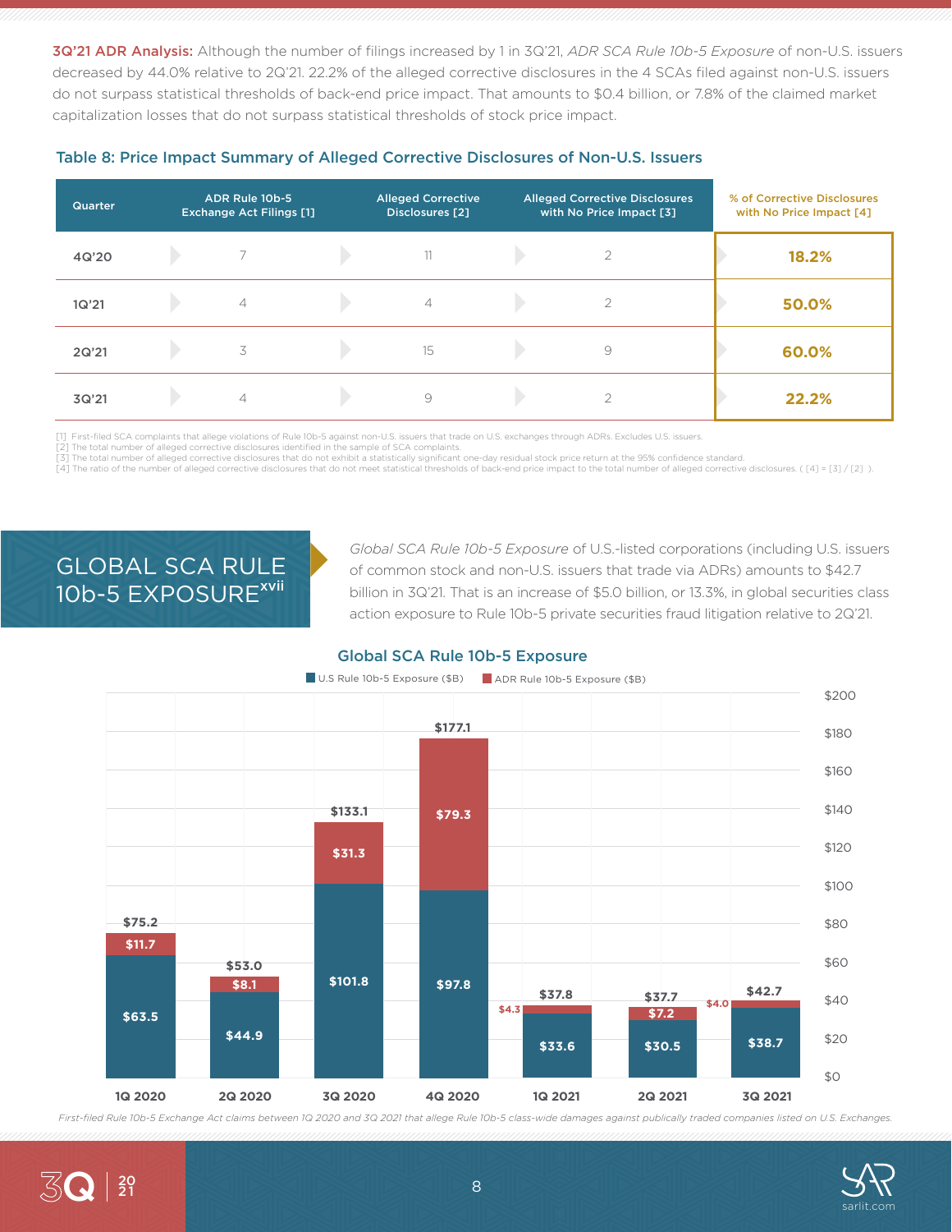**3Q'21 ADR Analysis:** Although the number of filings increased by 1 in 3Q'21, *ADR SCA Rule 10b-5 Exposure* of non-U.S. issuers decreased by 44.0% relative to 2Q'21. 22.2% of the alleged corrective disclosures in the 4 SCAs filed against non-U.S. issuers do not surpass statistical thresholds of back-end price impact. That amounts to $0.4 billion, or 7.8% of the claimed market capitalization losses that do not surpass statistical thresholds of stock price impact.

### Table 8: Price Impact Summary of Alleged Corrective Disclosures of Non-U.S. Issuers

| Quarter | ADR Rule 10b-5 Exchange Act Filings [1] | Alleged Corrective Disclosures [2] | Alleged Corrective Disclosures with No Price Impact [3] | % of Corrective Disclosures with No Price Impact [4] |
|---|---|---|---|---|
| 4Q'20 | 7 | 11 | 2 | **18.2%** |
| 1Q'21 | 4 | 4 | 2 | **50.0%** |
| 2Q'21 | 3 | 15 | 9 | **60.0%** |
| 3Q'21 | 4 | 9 | 2 | **22.2%** |

[1] First-filed SCA complaints that allege violations of Rule 10b-5 against non-U.S. issuers that trade on U.S. exchanges through ADRs. Excludes U.S. issuers.
[2] The total number of alleged corrective disclosures identified in the sample of SCA complaints.
[3] The total number of alleged corrective disclosures that do not exhibit a statistically significant one-day residual stock price return at the 95% confidence standard.
[4] The ratio of the number of alleged corrective disclosures that do not meet statistical thresholds of back-end price impact to the total number of alleged corrective disclosures. ( [4] = [3] / [2] ).

## GLOBAL SCA RULE 10b-5 EXPOSURE[xvii]

*Global SCA Rule 10b-5 Exposure* of U.S.-listed corporations (including U.S. issuers of common stock and non-U.S. issuers that trade via ADRs) amounts to $42.7 billion in 3Q'21. That is an increase of $5.0 billion, or 13.3%, in global securities class action exposure to Rule 10b-5 private securities fraud litigation relative to 2Q'21.

**Global SCA Rule 10b-5 Exposure**

| Quarter | U.S Rule 10b-5 Exposure ($B) | ADR Rule 10b-5 Exposure ($B) | Total ($B) |
|---|---|---|---|
| 1Q 2020 | $63.5 | $11.7 | $75.2 |
| 2Q 2020 | $44.9 | $8.1 | $53.0 |
| 3Q 2020 | $101.8 | $31.3 | $133.1 |
| 4Q 2020 | $97.8 | $79.3 | $177.1 |
| 1Q 2021 | $33.6 | $4.3 | $37.8 |
| 2Q 2021 | $30.5 | $7.2 | $37.7 |
| 3Q 2021 | $38.7 | $4.0 | $42.7 |

*First-filed Rule 10b-5 Exchange Act claims between 1Q 2020 and 3Q 2021 that allege Rule 10b-5 class-wide damages against publically traded companies listed on U.S. Exchanges.*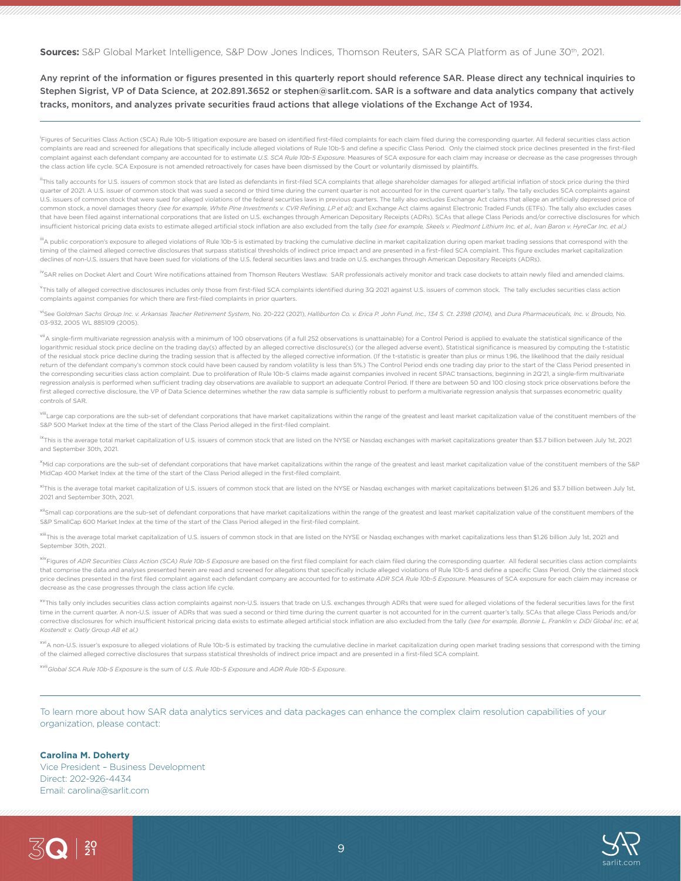**Sources:** S&P Global Market Intelligence, S&P Dow Jones Indices, Thomson Reuters, SAR SCA Platform as of June 30th, 2021.

**Any reprint of the information or figures presented in this quarterly report should reference SAR. Please direct any technical inquiries to Stephen Sigrist, VP of Data Science, at 202.891.3652 or stephen@sarlit.com. SAR is a software and data analytics company that actively tracks, monitors, and analyzes private securities fraud actions that allege violations of the Exchange Act of 1934.**

---

[i] Figures of Securities Class Action (SCA) Rule 10b-5 litigation exposure are based on identified first-filed complaints for each claim filed during the corresponding quarter. All federal securities class action complaints are read and screened for allegations that specifically include alleged violations of Rule 10b-5 and define a specific Class Period. Only the claimed stock price declines presented in the first-filed complaint against each defendant company are accounted for to estimate *U.S. SCA Rule 10b-5 Exposure*. Measures of SCA exposure for each claim may increase or decrease as the case progresses through the class action life cycle. SCA Exposure is not amended retroactively for cases have been dismissed by the Court or voluntarily dismissed by plaintiffs.

[ii] This tally accounts for U.S. issuers of common stock that are listed as defendants in first-filed SCA complaints that allege shareholder damages for alleged artificial inflation of stock price during the third quarter of 2021. A U.S. issuer of common stock that was sued a second or third time during the current quarter is not accounted for in the current quarter's tally. The tally excludes SCA complaints against U.S. issuers of common stock that were sued for alleged violations of the federal securities laws in previous quarters. The tally also excludes Exchange Act claims that allege an artificially depressed price of common stock, a novel damages theory *(see for example, White Pine Investments v. CVR Refining, LP et al);* and Exchange Act claims against Electronic Traded Funds (ETFs). The tally also excludes cases that have been filed against international corporations that are listed on U.S. exchanges through American Depositary Receipts (ADRs). SCAs that allege Class Periods and/or corrective disclosures for which insufficient historical pricing data exists to estimate alleged artificial stock inflation are also excluded from the tally *(see for example, Skeels v. Piedmont Lithium Inc. et al., Ivan Baron v. HyreCar Inc. et al.)*

[iii] A public corporation's exposure to alleged violations of Rule 10b-5 is estimated by tracking the cumulative decline in market capitalization during open market trading sessions that correspond with the timing of the claimed alleged corrective disclosures that surpass statistical thresholds of indirect price impact and are presented in a first-filed SCA complaint. This figure excludes market capitalization declines of non-U.S. issuers that have been sued for violations of the U.S. federal securities laws and trade on U.S. exchanges through American Depositary Receipts (ADRs).

[iv] SAR relies on Docket Alert and Court Wire notifications attained from Thomson Reuters Westlaw. SAR professionals actively monitor and track case dockets to attain newly filed and amended claims.

[v] This tally of alleged corrective disclosures includes only those from first-filed SCA complaints identified during 3Q 2021 against U.S. issuers of common stock. The tally excludes securities class action complaints against companies for which there are first-filed complaints in prior quarters.

[vi] See *Goldman Sachs Group Inc. v. Arkansas Teacher Retirement System*, No. 20-222 (2021), *Halliburton Co. v. Erica P. John Fund, Inc., 134 S. Ct. 2398 (2014),* and *Dura Pharmaceuticals, Inc. v. Broudo*, No. 03-932, 2005 WL 885109 (2005).

[vii] A single-firm multivariate regression analysis with a minimum of 100 observations (if a full 252 observations is unattainable) for a Control Period is applied to evaluate the statistical significance of the logarithmic residual stock price decline on the trading day(s) affected by an alleged corrective disclosure(s) (or the alleged adverse event). Statistical significance is measured by computing the t-statistic of the residual stock price decline during the trading session that is affected by the alleged corrective information. (If the t-statistic is greater than plus or minus 1.96, the likelihood that the daily residual return of the defendant company's common stock could have been caused by random volatility is less than 5%.) The Control Period ends one trading day prior to the start of the Class Period presented in the corresponding securities class action complaint. Due to proliferation of Rule 10b-5 claims made against companies involved in recent SPAC transactions, beginning in 2Q'21, a single-firm multivariate regression analysis is performed when sufficient trading day observations are available to support an adequate Control Period. If there are between 50 and 100 closing stock price observations before the first alleged corrective disclosure, the VP of Data Science determines whether the raw data sample is sufficiently robust to perform a multivariate regression analysis that surpasses econometric quality controls of SAR.

[viii] Large cap corporations are the sub-set of defendant corporations that have market capitalizations within the range of the greatest and least market capitalization value of the constituent members of the S&P 500 Market Index at the time of the start of the Class Period alleged in the first-filed complaint.

[ix] This is the average total market capitalization of U.S. issuers of common stock that are listed on the NYSE or Nasdaq exchanges with market capitalizations greater than $3.7 billion between July 1st, 2021 and September 30th, 2021.

[x] Mid cap corporations are the sub-set of defendant corporations that have market capitalizations within the range of the greatest and least market capitalization value of the constituent members of the S&P MidCap 400 Market Index at the time of the start of the Class Period alleged in the first-filed complaint.

[xi] This is the average total market capitalization of U.S. issuers of common stock that are listed on the NYSE or Nasdaq exchanges with market capitalizations between $1.26 and $3.7 billion between July 1st, 2021 and September 30th, 2021.

[xii] Small cap corporations are the sub-set of defendant corporations that have market capitalizations within the range of the greatest and least market capitalization value of the constituent members of the S&P SmallCap 600 Market Index at the time of the start of the Class Period alleged in the first-filed complaint.

[xiii] This is the average total market capitalization of U.S. issuers of common stock in that are listed on the NYSE or Nasdaq exchanges with market capitalizations less than $1.26 billion July 1st, 2021 and September 30th, 2021.

[xiv] Figures of *ADR Securities Class Action (SCA) Rule 10b-5 Exposure* are based on the first filed complaint for each claim filed during the corresponding quarter. All federal securities class action complaints that comprise the data and analyses presented herein are read and screened for allegations that specifically include alleged violations of Rule 10b-5 and define a specific Class Period. Only the claimed stock price declines presented in the first filed complaint against each defendant company are accounted for to estimate *ADR SCA Rule 10b-5 Exposure*. Measures of SCA exposure for each claim may increase or decrease as the case progresses through the class action life cycle.

[xv] This tally only includes securities class action complaints against non-U.S. issuers that trade on U.S. exchanges through ADRs that were sued for alleged violations of the federal securities laws for the first time in the current quarter. A non-U.S. issuer of ADRs that was sued a second or third time during the current quarter is not accounted for in the current quarter's tally. SCAs that allege Class Periods and/or corrective disclosures for which insufficient historical pricing data exists to estimate alleged artificial stock inflation are also excluded from the tally *(see for example, Bonnie L. Franklin v. DiDi Global Inc. et al, Kostendt v. Oatly Group AB et al.)*

[xvi] A non-U.S. issuer's exposure to alleged violations of Rule 10b-5 is estimated by tracking the cumulative decline in market capitalization during open market trading sessions that correspond with the timing of the claimed alleged corrective disclosures that surpass statistical thresholds of indirect price impact and are presented in a first-filed SCA complaint.

[xvii] *Global SCA Rule 10b-5 Exposure* is the sum of *U.S. Rule 10b-5 Exposure* and *ADR Rule 10b-5 Exposure*.

---

To learn more about how SAR data analytics services and data packages can enhance the complex claim resolution capabilities of your organization, please contact:

**Carolina M. Doherty**
Vice President – Business Development
Direct: 202-926-4434
Email: carolina@sarlit.com